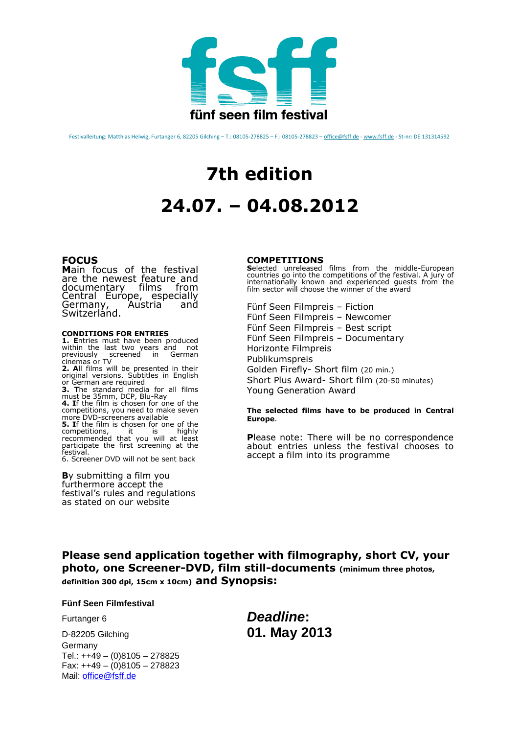fsff

fünf seen film festival

Festivalleitung: Matthias Helwig, Furtanger 6, 82205 Gilching – T.: 08105-278825 – F.: 08105-278823 – office@fsff.de - www.fsff.de - St-nr: DE 131314592

# 7th edition

# 24.07. – 04.08.2012

## FOCUS

**M**ain focus of the festival are the newest feature and documentary films from Central Europe, especially Germany, Austria and Switzerland.

### CONDITIONS FOR ENTRIES

**1. E**ntries must have been produced within the last two years and not previously screened in German cinemas or TV

**2. A**ll films will be presented in their original versions. Subtitles in English or German are required

**3. T**he standard media for all films must be 35mm, DCP, Blu-Ray

**4. I**f the film is chosen for one of the competitions, you need to make seven more DVD-screeners available

**5. I**f the film is chosen for one of the competitions, it is highly recommended that you will at least participate the first screening at the festival.

6. Screener DVD will not be sent back

**B**y submitting a film you furthermore accept the festival's rules and regulations as stated on our website

## COMPETITIONS

**S**elected unreleased films from the middle-European countries go into the competitions of the festival. A jury of internationally known and experienced guests from the film sector will choose the winner of the award

Fünf Seen Filmpreis – Fiction
Fünf Seen Filmpreis – Newcomer
Fünf Seen Filmpreis – Best script
Fünf Seen Filmpreis – Documentary
Horizonte Filmpreis
Publikumspreis
Golden Firefly- Short film (20 min.)
Short Plus Award- Short film (20-50 minutes)
Young Generation Award

**The selected films have to be produced in Central Europe**.

**P**lease note: There will be no correspondence about entries unless the festival chooses to accept a film into its programme

**Please send application together with filmography, short CV, your photo, one Screener-DVD, film still-documents (minimum three photos, definition 300 dpi, 15cm x 10cm) and Synopsis:**

**Fünf Seen Filmfestival**

Furtanger 6

D-82205 Gilching

Germany

Tel.: ++49 – (0)8105 – 278825

Fax: ++49 – (0)8105 – 278823

Mail: office@fsff.de

***Deadline*: 01. May 2013**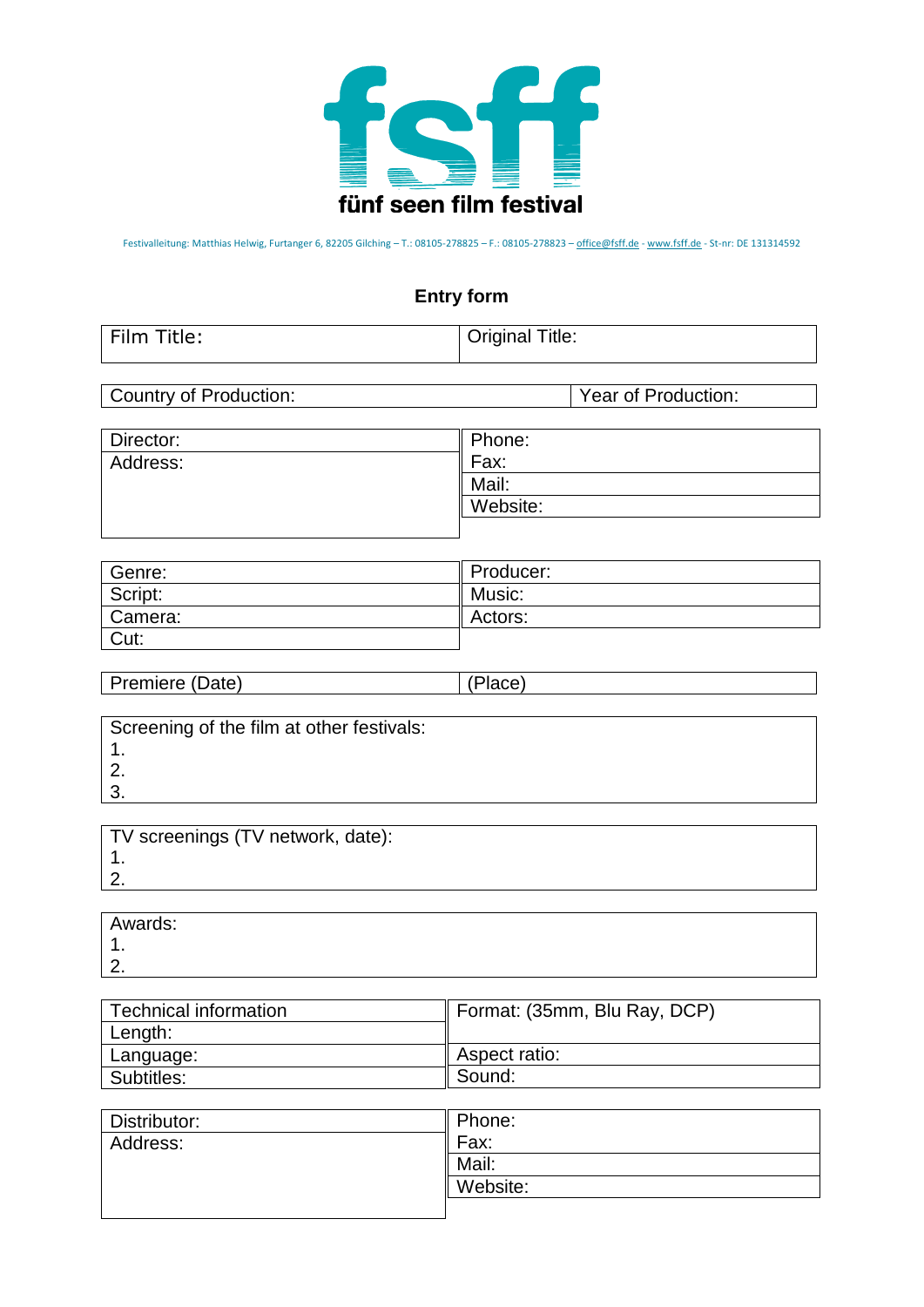fsff

fünf seen film festival

Festivalleitung: Matthias Helwig, Furtanger 6, 82205 Gilching – T.: 08105-278825 – F.: 08105-278823 – office@fsff.de - www.fsff.de - St-nr: DE 131314592

## Entry form

| | |
|---|---|
| Film Title: | Original Title: |

| | |
|---|---|
| Country of Production: | Year of Production: |

| | |
|---|---|
| Director: | Phone: |
| Address: | Fax: |
| | Mail: |
| | Website: |

| | |
|---|---|
| Genre: | Producer: |
| Script: | Music: |
| Camera: | Actors: |
| Cut: | |

| | |
|---|---|
| Premiere (Date) | (Place) |

Screening of the film at other festivals:
1.
2.
3.

TV screenings (TV network, date):
1.
2.

Awards:
1.
2.

| | |
|---|---|
| Technical information | Format: (35mm, Blu Ray, DCP) |
| Length: | |
| Language: | Aspect ratio: |
| Subtitles: | Sound: |

| | |
|---|---|
| Distributor: | Phone: |
| Address: | Fax: |
| | Mail: |
| | Website: |